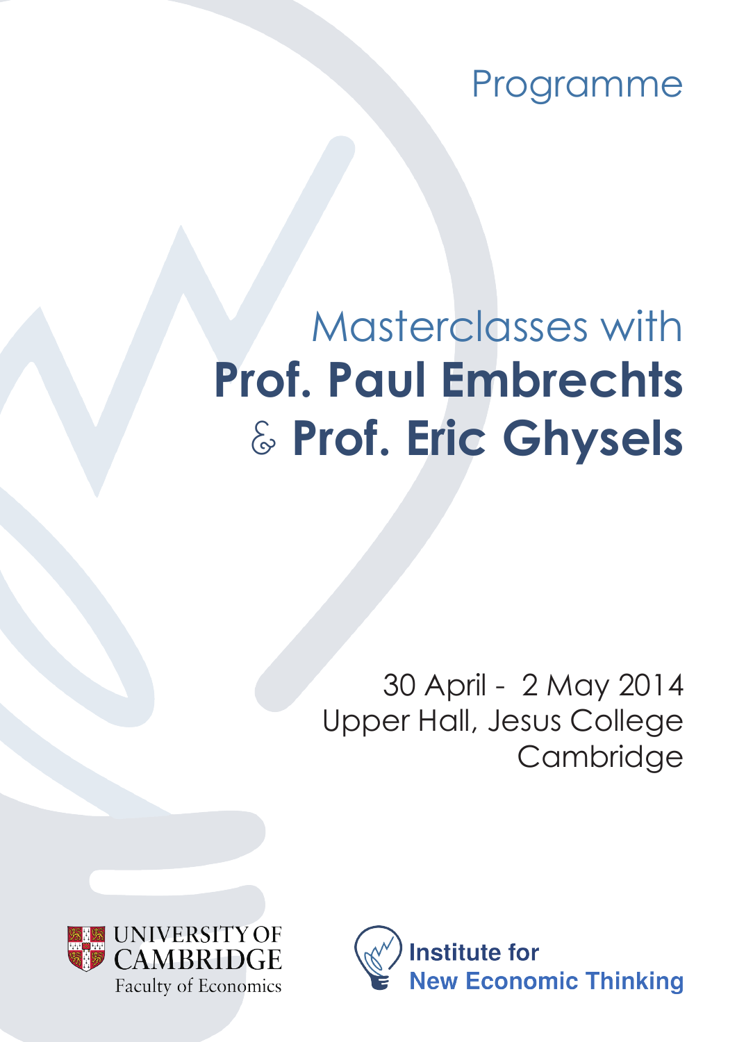Programme

# Masterclasses with **Prof. Paul Embrechts** & **Prof. Eric Ghysels**

30 April - 2 May 2014
Upper Hall, Jesus College
Cambridge

UNIVERSITY OF CAMBRIDGE
Faculty of Economics

Institute for New Economic Thinking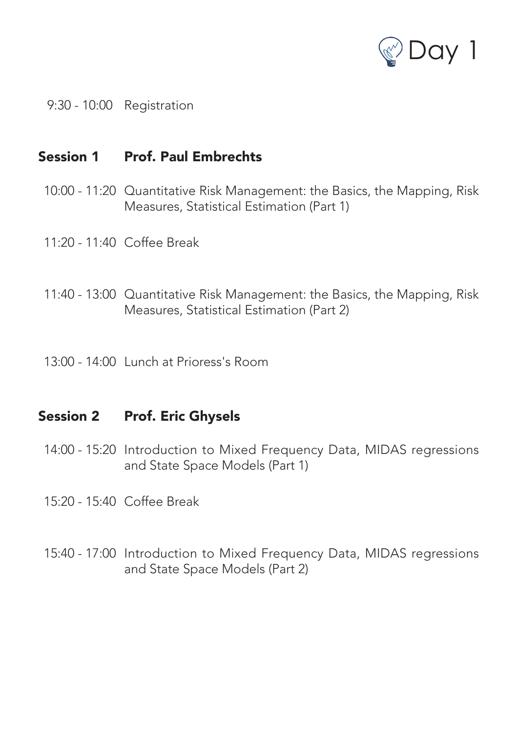# Day 1

9:30 - 10:00 Registration

## Session 1 Prof. Paul Embrechts

10:00 - 11:20 Quantitative Risk Management: the Basics, the Mapping, Risk Measures, Statistical Estimation (Part 1)

11:20 - 11:40 Coffee Break

11:40 - 13:00 Quantitative Risk Management: the Basics, the Mapping, Risk Measures, Statistical Estimation (Part 2)

13:00 - 14:00 Lunch at Prioress's Room

## Session 2 Prof. Eric Ghysels

14:00 - 15:20 Introduction to Mixed Frequency Data, MIDAS regressions and State Space Models (Part 1)

15:20 - 15:40 Coffee Break

15:40 - 17:00 Introduction to Mixed Frequency Data, MIDAS regressions and State Space Models (Part 2)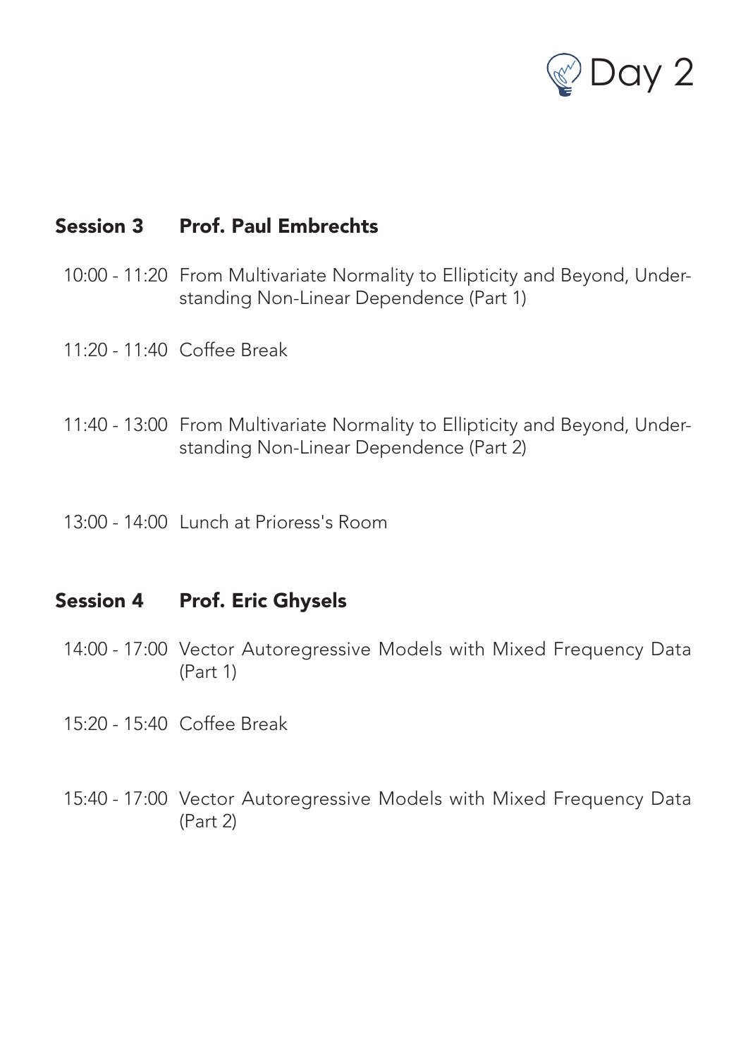# Day 2

## Session 3 Prof. Paul Embrechts

10:00 - 11:20 From Multivariate Normality to Ellipticity and Beyond, Understanding Non-Linear Dependence (Part 1)

11:20 - 11:40 Coffee Break

11:40 - 13:00 From Multivariate Normality to Ellipticity and Beyond, Understanding Non-Linear Dependence (Part 2)

13:00 - 14:00 Lunch at Prioress's Room

## Session 4 Prof. Eric Ghysels

14:00 - 17:00 Vector Autoregressive Models with Mixed Frequency Data (Part 1)

15:20 - 15:40 Coffee Break

15:40 - 17:00 Vector Autoregressive Models with Mixed Frequency Data (Part 2)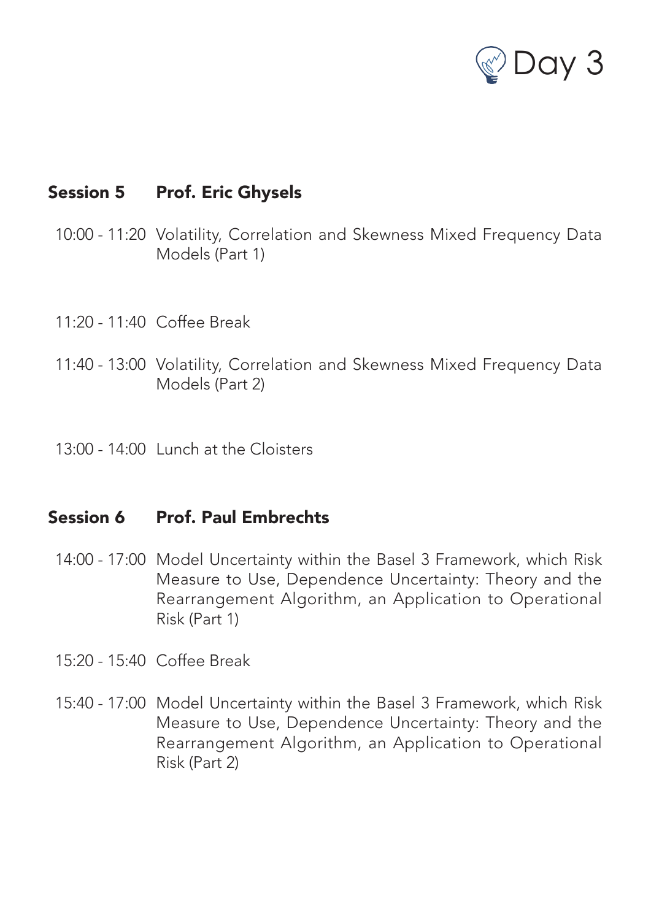# Day 3

## Session 5 Prof. Eric Ghysels

10:00 - 11:20 Volatility, Correlation and Skewness Mixed Frequency Data Models (Part 1)

11:20 - 11:40 Coffee Break

11:40 - 13:00 Volatility, Correlation and Skewness Mixed Frequency Data Models (Part 2)

13:00 - 14:00 Lunch at the Cloisters

## Session 6 Prof. Paul Embrechts

14:00 - 17:00 Model Uncertainty within the Basel 3 Framework, which Risk Measure to Use, Dependence Uncertainty: Theory and the Rearrangement Algorithm, an Application to Operational Risk (Part 1)

15:20 - 15:40 Coffee Break

15:40 - 17:00 Model Uncertainty within the Basel 3 Framework, which Risk Measure to Use, Dependence Uncertainty: Theory and the Rearrangement Algorithm, an Application to Operational Risk (Part 2)